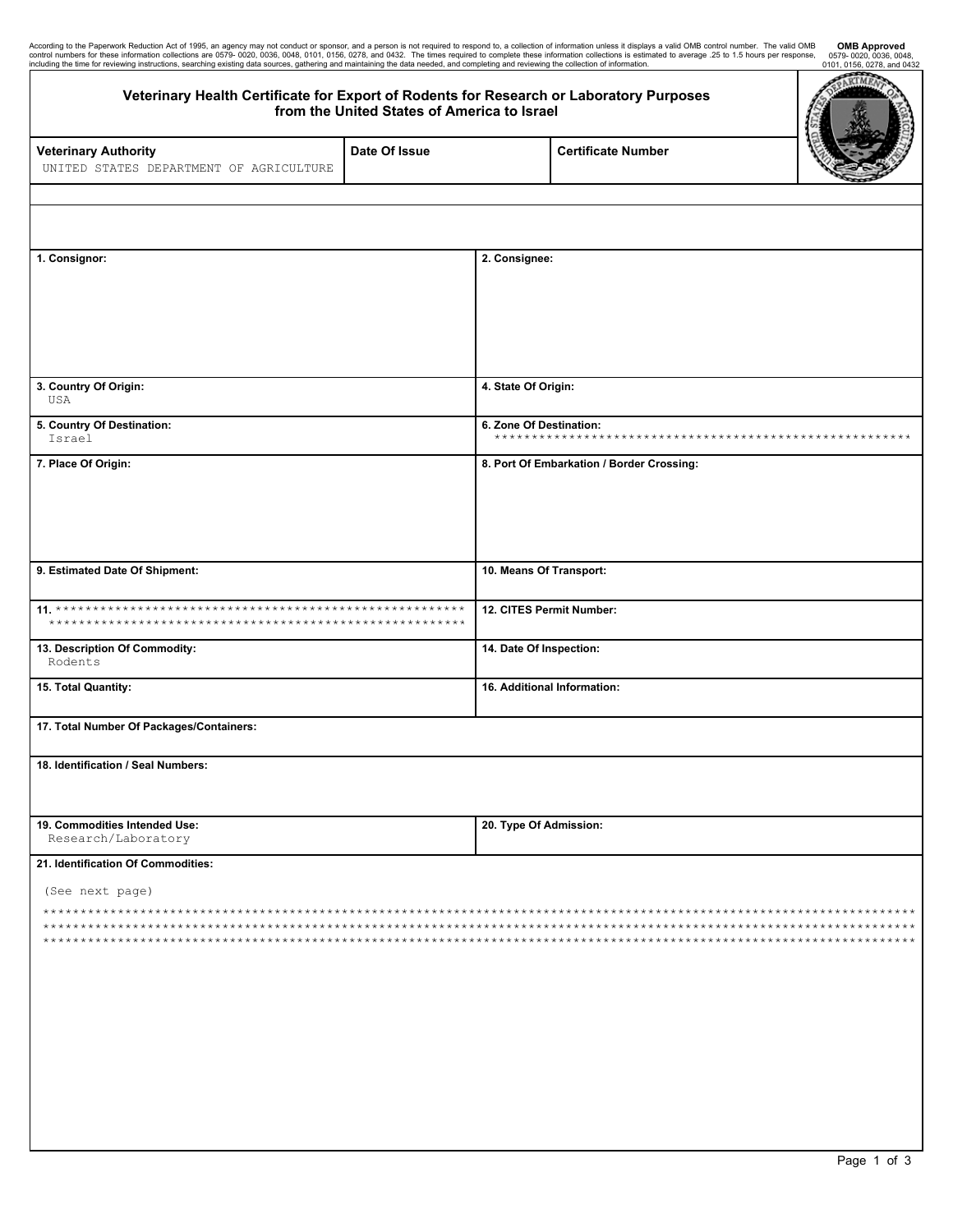According to the Paperwork Reduction Act of 1995, an agency may not conduct or sponsor, and a person is not required to respond to, a collection of information unless it displays a valid OMB control number. The valid OMB control numbers for these information collections are 0579- 0020, 0036, 0048, 0101, 0156, 0278, and 0432. The times required to complete these information collections is estimated to average .25 to 1.5 hours per response, including the time for reviewing instructions, searching existing data sources, gathering and maintaining the data needed, and completing and reviewing the collection of information.

**OMB Approved**
0579- 0020, 0036, 0048, 0101, 0156, 0278, and 0432

# Veterinary Health Certificate for Export of Rodents for Research or Laboratory Purposes from the United States of America to Israel

| Veterinary Authority | Date Of Issue | Certificate Number |
|---|---|---|
| UNITED STATES DEPARTMENT OF AGRICULTURE | | |

| | |
|---|---|
| **1. Consignor:** | **2. Consignee:** |
| **3. Country Of Origin:** USA | **4. State Of Origin:** |
| **5. Country Of Destination:** Israel | **6. Zone Of Destination:** ******************************************************** |
| **7. Place Of Origin:** | **8. Port Of Embarkation / Border Crossing:** |
| **9. Estimated Date Of Shipment:** | **10. Means Of Transport:** |
| **11.** ******************************************************** ******************************************************** | **12. CITES Permit Number:** |
| **13. Description Of Commodity:** Rodents | **14. Date Of Inspection:** |
| **15. Total Quantity:** | **16. Additional Information:** |

**17. Total Number Of Packages/Containers:**

**18. Identification / Seal Numbers:**

| | |
|---|---|
| **19. Commodities Intended Use:** Research/Laboratory | **20. Type Of Admission:** |

**21. Identification Of Commodities:**

(See next page)

**********************************************************************************************************************
**********************************************************************************************************************
**********************************************************************************************************************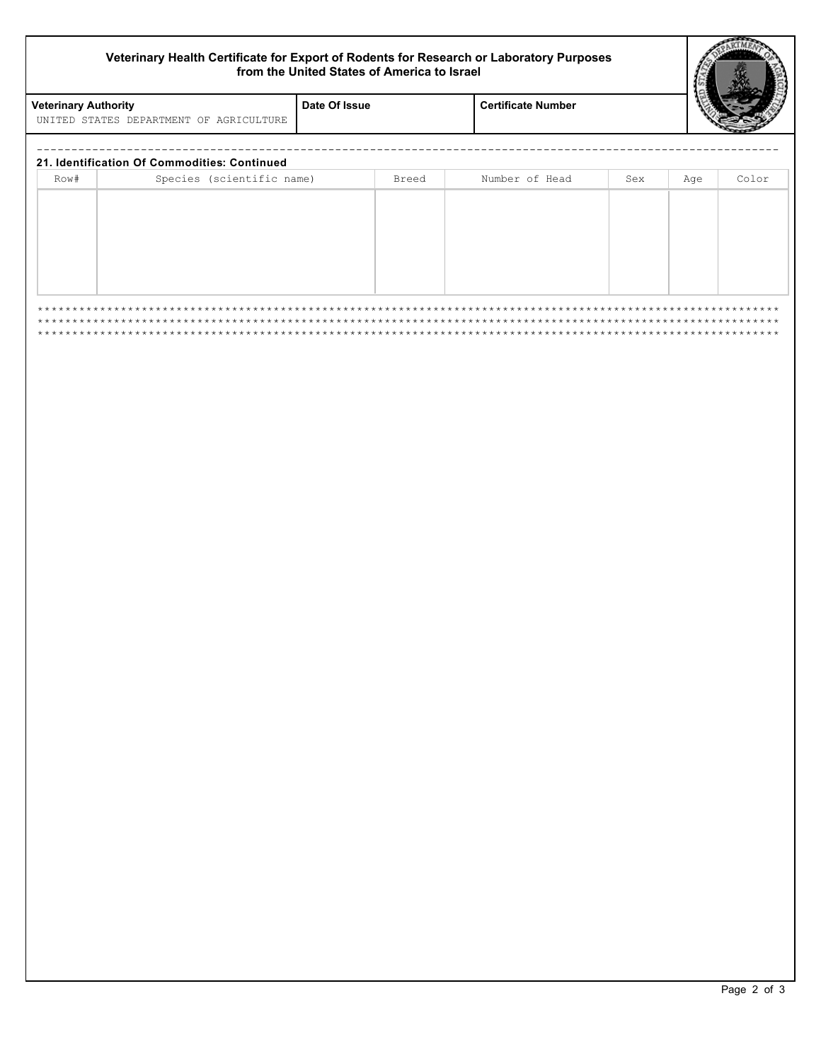**Veterinary Health Certificate for Export of Rodents for Research or Laboratory Purposes from the United States of America to Israel**

| Veterinary Authority | Date Of Issue | Certificate Number |
|---|---|---|
| UNITED STATES DEPARTMENT OF AGRICULTURE | | |

------------------------------------------------------------------------------------------------------------

**21. Identification Of Commodities: Continued**

| Row# | Species (scientific name) | Breed | Number of Head | Sex | Age | Color |
|---|---|---|---|---|---|---|
| | | | | | | |

************************************************************************************************************
************************************************************************************************************
************************************************************************************************************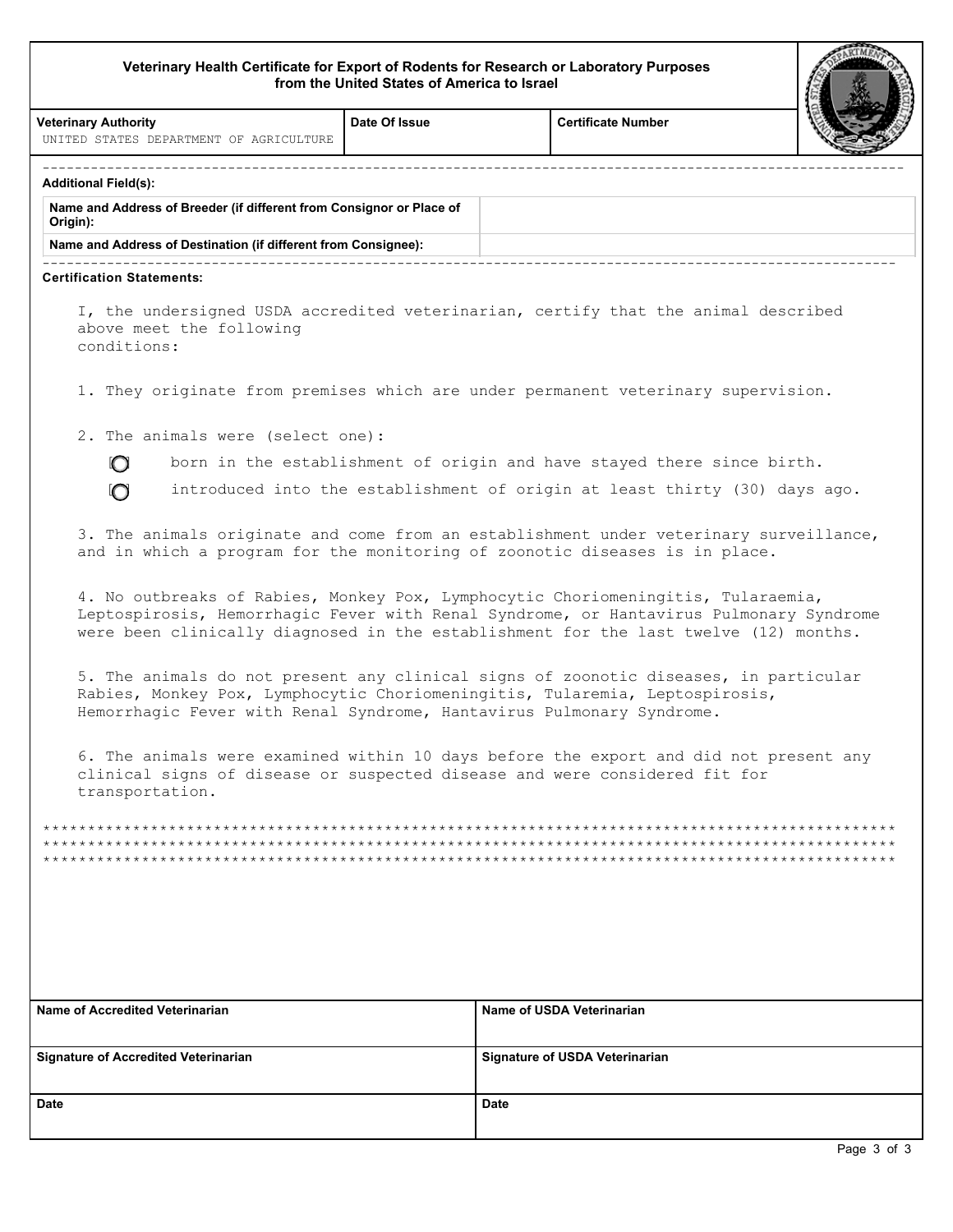**Veterinary Health Certificate for Export of Rodents for Research or Laboratory Purposes from the United States of America to Israel**

| Veterinary Authority | Date Of Issue | Certificate Number |
|---|---|---|
| UNITED STATES DEPARTMENT OF AGRICULTURE | | |

---

**Additional Field(s):**

| | |
|---|---|
| **Name and Address of Breeder (if different from Consignor or Place of Origin):** | |
| **Name and Address of Destination (if different from Consignee):** | |

---

**Certification Statements:**

I, the undersigned USDA accredited veterinarian, certify that the animal described above meet the following conditions:

1. They originate from premises which are under permanent veterinary supervision.

2. The animals were (select one):

- [ ] born in the establishment of origin and have stayed there since birth.
- [ ] introduced into the establishment of origin at least thirty (30) days ago.

3. The animals originate and come from an establishment under veterinary surveillance, and in which a program for the monitoring of zoonotic diseases is in place.

4. No outbreaks of Rabies, Monkey Pox, Lymphocytic Choriomeningitis, Tularaemia, Leptospirosis, Hemorrhagic Fever with Renal Syndrome, or Hantavirus Pulmonary Syndrome were been clinically diagnosed in the establishment for the last twelve (12) months.

5. The animals do not present any clinical signs of zoonotic diseases, in particular Rabies, Monkey Pox, Lymphocytic Choriomeningitis, Tularemia, Leptospirosis, Hemorrhagic Fever with Renal Syndrome, Hantavirus Pulmonary Syndrome.

6. The animals were examined within 10 days before the export and did not present any clinical signs of disease or suspected disease and were considered fit for transportation.

****************************************************************************************************
****************************************************************************************************
****************************************************************************************************

| Name of Accredited Veterinarian | Name of USDA Veterinarian |
|---|---|
| **Signature of Accredited Veterinarian** | **Signature of USDA Veterinarian** |
| **Date** | **Date** |